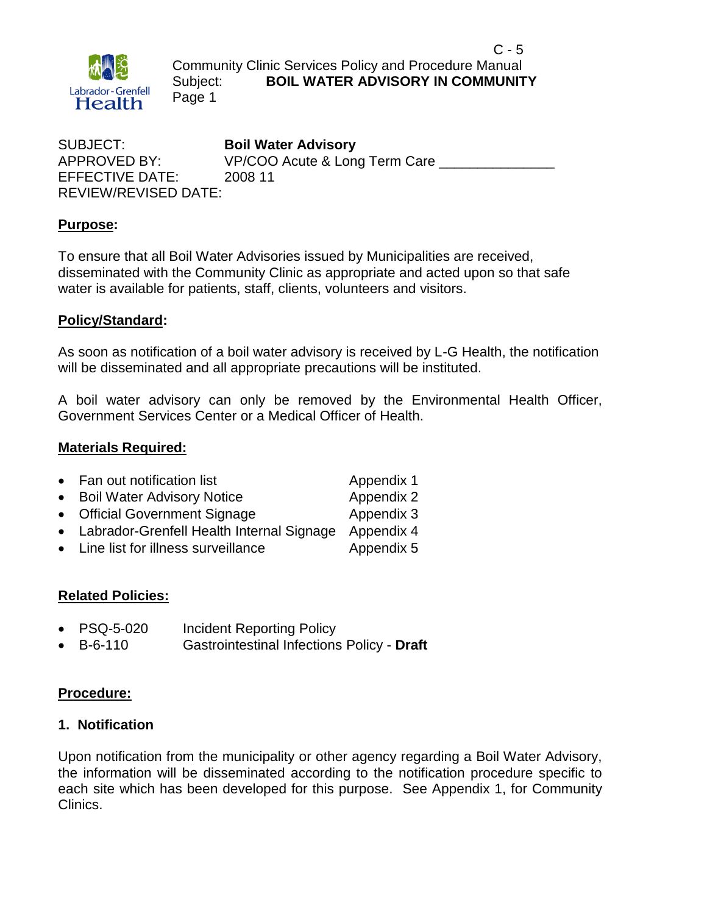SUBJECT: **Boil Water Advisory**
APPROVED BY: VP/COO Acute & Long Term Care _______________
EFFECTIVE DATE: 2008 11
REVIEW/REVISED DATE:

## Purpose:

To ensure that all Boil Water Advisories issued by Municipalities are received, disseminated with the Community Clinic as appropriate and acted upon so that safe water is available for patients, staff, clients, volunteers and visitors.

## Policy/Standard:

As soon as notification of a boil water advisory is received by L-G Health, the notification will be disseminated and all appropriate precautions will be instituted.

A boil water advisory can only be removed by the Environmental Health Officer, Government Services Center or a Medical Officer of Health.

## Materials Required:

- Fan out notification list — Appendix 1
- Boil Water Advisory Notice — Appendix 2
- Official Government Signage — Appendix 3
- Labrador-Grenfell Health Internal Signage — Appendix 4
- Line list for illness surveillance — Appendix 5

## Related Policies:

- PSQ-5-020 — Incident Reporting Policy
- B-6-110 — Gastrointestinal Infections Policy - **Draft**

## Procedure:

### 1. Notification

Upon notification from the municipality or other agency regarding a Boil Water Advisory, the information will be disseminated according to the notification procedure specific to each site which has been developed for this purpose. See Appendix 1, for Community Clinics.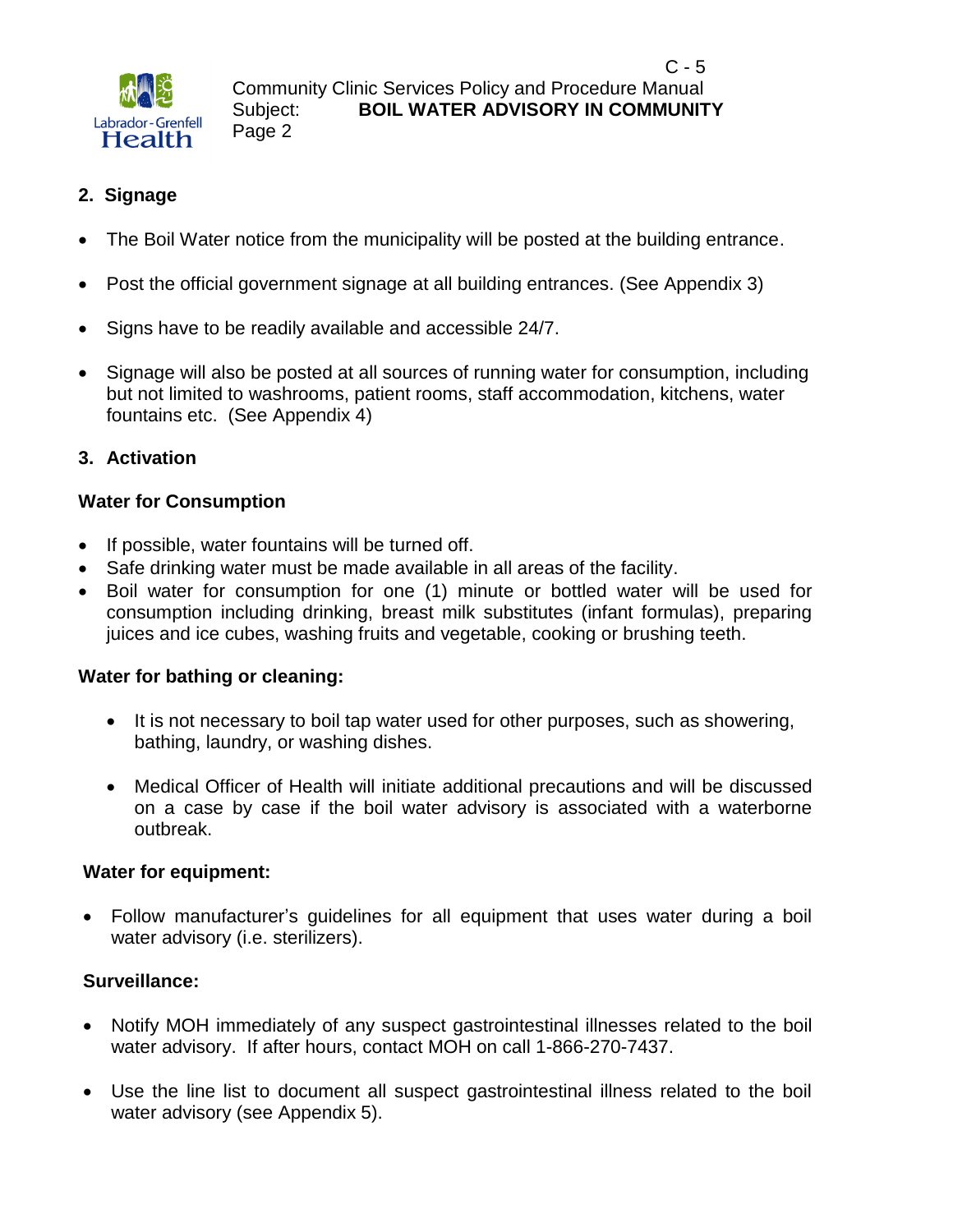## 2. Signage

- The Boil Water notice from the municipality will be posted at the building entrance.
- Post the official government signage at all building entrances. (See Appendix 3)
- Signs have to be readily available and accessible 24/7.
- Signage will also be posted at all sources of running water for consumption, including but not limited to washrooms, patient rooms, staff accommodation, kitchens, water fountains etc. (See Appendix 4)

## 3. Activation

### Water for Consumption

- If possible, water fountains will be turned off.
- Safe drinking water must be made available in all areas of the facility.
- Boil water for consumption for one (1) minute or bottled water will be used for consumption including drinking, breast milk substitutes (infant formulas), preparing juices and ice cubes, washing fruits and vegetable, cooking or brushing teeth.

### Water for bathing or cleaning:

- It is not necessary to boil tap water used for other purposes, such as showering, bathing, laundry, or washing dishes.
- Medical Officer of Health will initiate additional precautions and will be discussed on a case by case if the boil water advisory is associated with a waterborne outbreak.

### Water for equipment:

- Follow manufacturer's guidelines for all equipment that uses water during a boil water advisory (i.e. sterilizers).

### Surveillance:

- Notify MOH immediately of any suspect gastrointestinal illnesses related to the boil water advisory. If after hours, contact MOH on call 1-866-270-7437.
- Use the line list to document all suspect gastrointestinal illness related to the boil water advisory (see Appendix 5).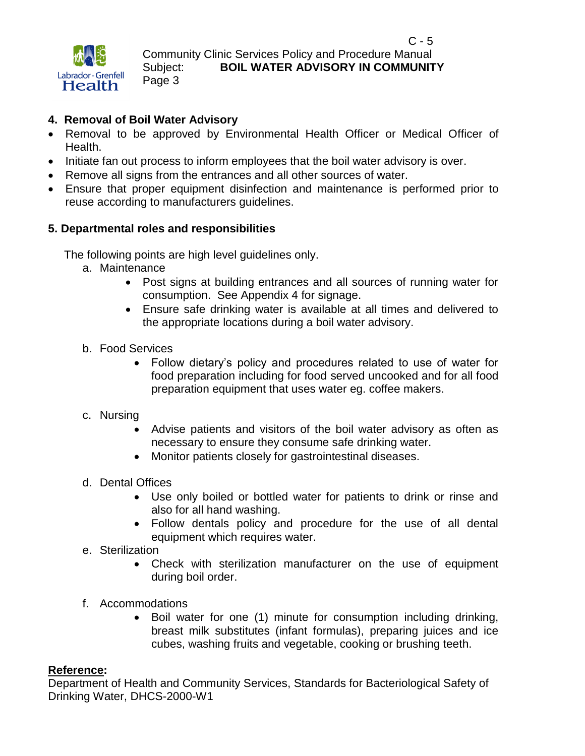## 4. Removal of Boil Water Advisory

- Removal to be approved by Environmental Health Officer or Medical Officer of Health.
- Initiate fan out process to inform employees that the boil water advisory is over.
- Remove all signs from the entrances and all other sources of water.
- Ensure that proper equipment disinfection and maintenance is performed prior to reuse according to manufacturers guidelines.

## 5. Departmental roles and responsibilities

The following points are high level guidelines only.

a. Maintenance
   - Post signs at building entrances and all sources of running water for consumption. See Appendix 4 for signage.
   - Ensure safe drinking water is available at all times and delivered to the appropriate locations during a boil water advisory.

b. Food Services
   - Follow dietary's policy and procedures related to use of water for food preparation including for food served uncooked and for all food preparation equipment that uses water eg. coffee makers.

c. Nursing
   - Advise patients and visitors of the boil water advisory as often as necessary to ensure they consume safe drinking water.
   - Monitor patients closely for gastrointestinal diseases.

d. Dental Offices
   - Use only boiled or bottled water for patients to drink or rinse and also for all hand washing.
   - Follow dentals policy and procedure for the use of all dental equipment which requires water.

e. Sterilization
   - Check with sterilization manufacturer on the use of equipment during boil order.

f. Accommodations
   - Boil water for one (1) minute for consumption including drinking, breast milk substitutes (infant formulas), preparing juices and ice cubes, washing fruits and vegetable, cooking or brushing teeth.

**<u>Reference</u>:**

Department of Health and Community Services, Standards for Bacteriological Safety of Drinking Water, DHCS-2000-W1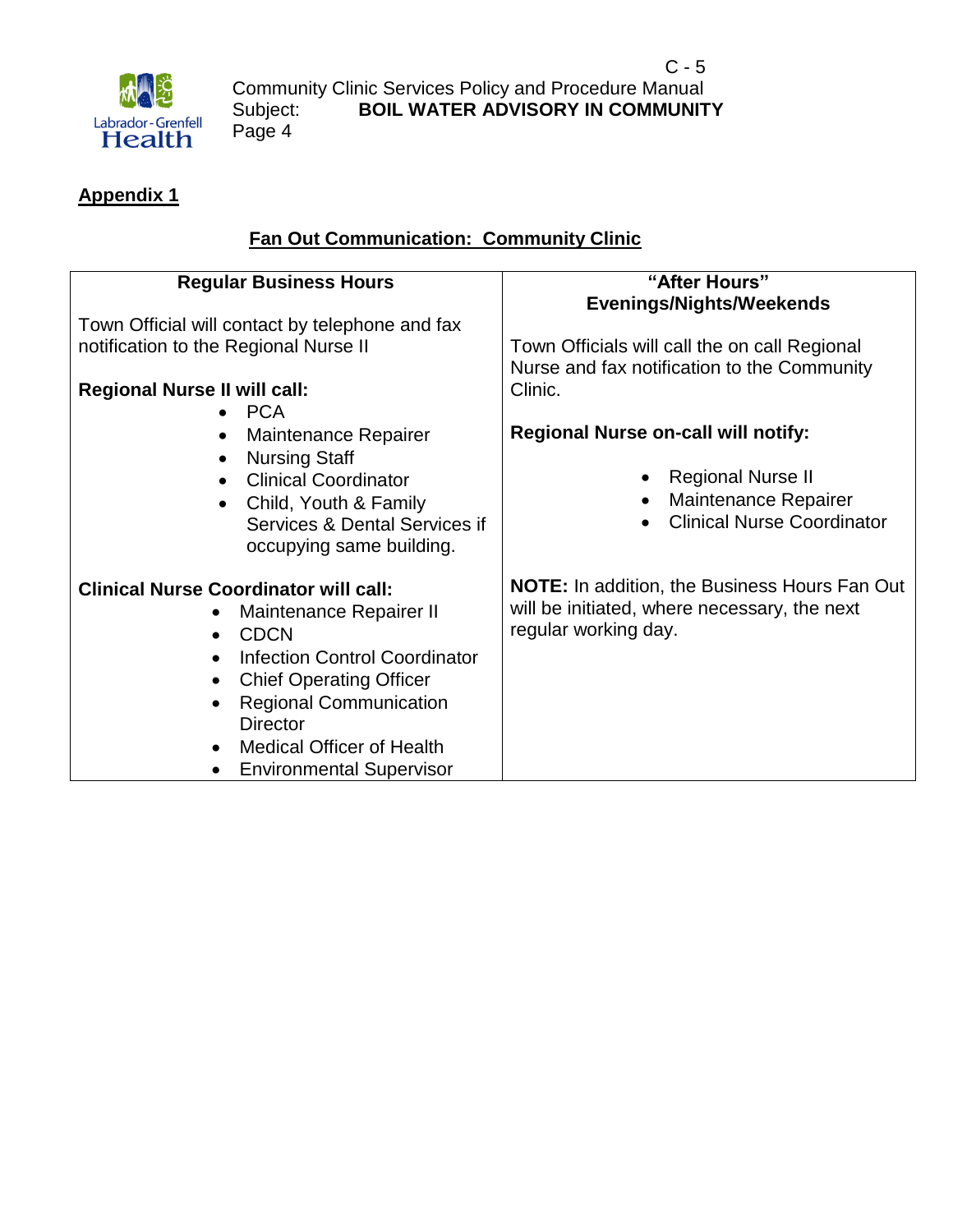## Appendix 1

### Fan Out Communication: Community Clinic

| Regular Business Hours | "After Hours" Evenings/Nights/Weekends |
|---|---|
| Town Official will contact by telephone and fax notification to the Regional Nurse II<br><br>**Regional Nurse II will call:**<br>• PCA<br>• Maintenance Repairer<br>• Nursing Staff<br>• Clinical Coordinator<br>• Child, Youth & Family Services & Dental Services if occupying same building.<br><br>**Clinical Nurse Coordinator will call:**<br>• Maintenance Repairer II<br>• CDCN<br>• Infection Control Coordinator<br>• Chief Operating Officer<br>• Regional Communication Director<br>• Medical Officer of Health<br>• Environmental Supervisor | Town Officials will call the on call Regional Nurse and fax notification to the Community Clinic.<br><br>**Regional Nurse on-call will notify:**<br>• Regional Nurse II<br>• Maintenance Repairer<br>• Clinical Nurse Coordinator<br><br>**NOTE:** In addition, the Business Hours Fan Out will be initiated, where necessary, the next regular working day. |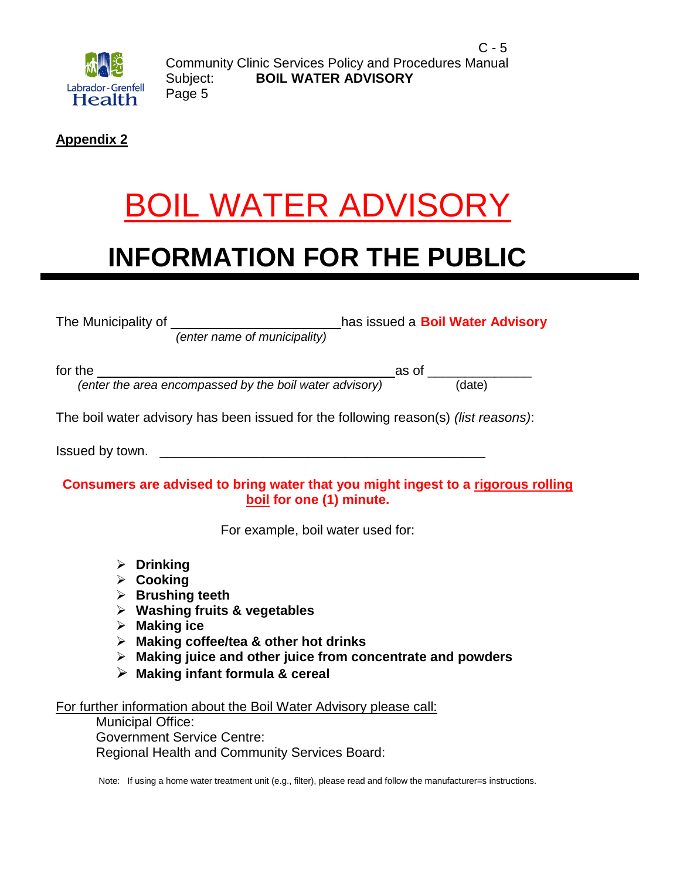**Appendix 2**

# BOIL WATER ADVISORY

# INFORMATION FOR THE PUBLIC

The Municipality of ______________________ has issued a **Boil Water Advisory**
*(enter name of municipality)*

for the ________________________________________ as of ______________
*(enter the area encompassed by the boil water advisory)* (date)

The boil water advisory has been issued for the following reason(s) *(list reasons)*:

Issued by town. ____________________________________________

**Consumers are advised to bring water that you might ingest to a rigorous rolling boil for one (1) minute.**

For example, boil water used for:

- **Drinking**
- **Cooking**
- **Brushing teeth**
- **Washing fruits & vegetables**
- **Making ice**
- **Making coffee/tea & other hot drinks**
- **Making juice and other juice from concentrate and powders**
- **Making infant formula & cereal**

For further information about the Boil Water Advisory please call:

Municipal Office:
Government Service Centre:
Regional Health and Community Services Board:

Note: If using a home water treatment unit (e.g., filter), please read and follow the manufacturer=s instructions.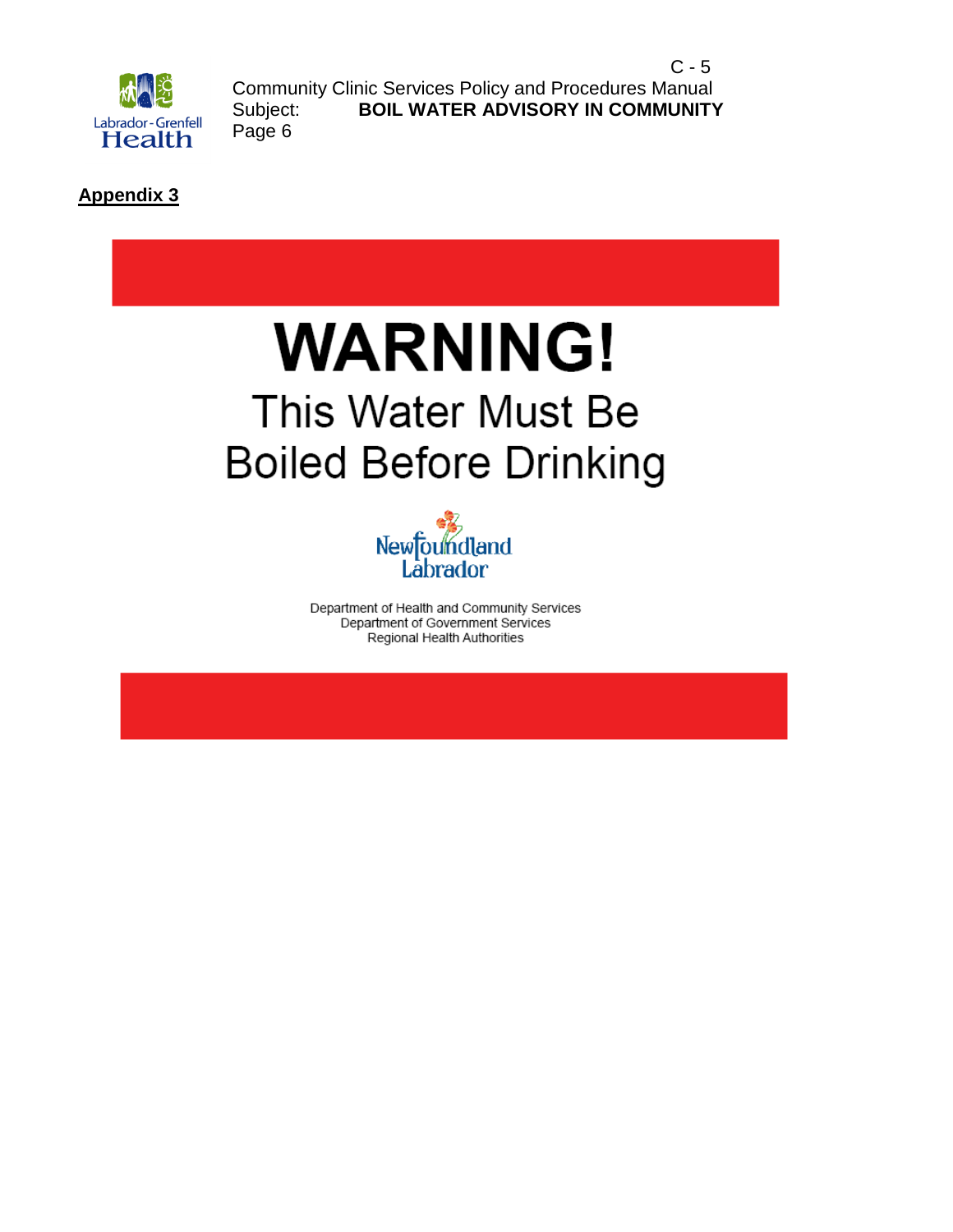**Appendix 3**

# WARNING!

## This Water Must Be Boiled Before Drinking

Newfoundland Labrador

Department of Health and Community Services
Department of Government Services
Regional Health Authorities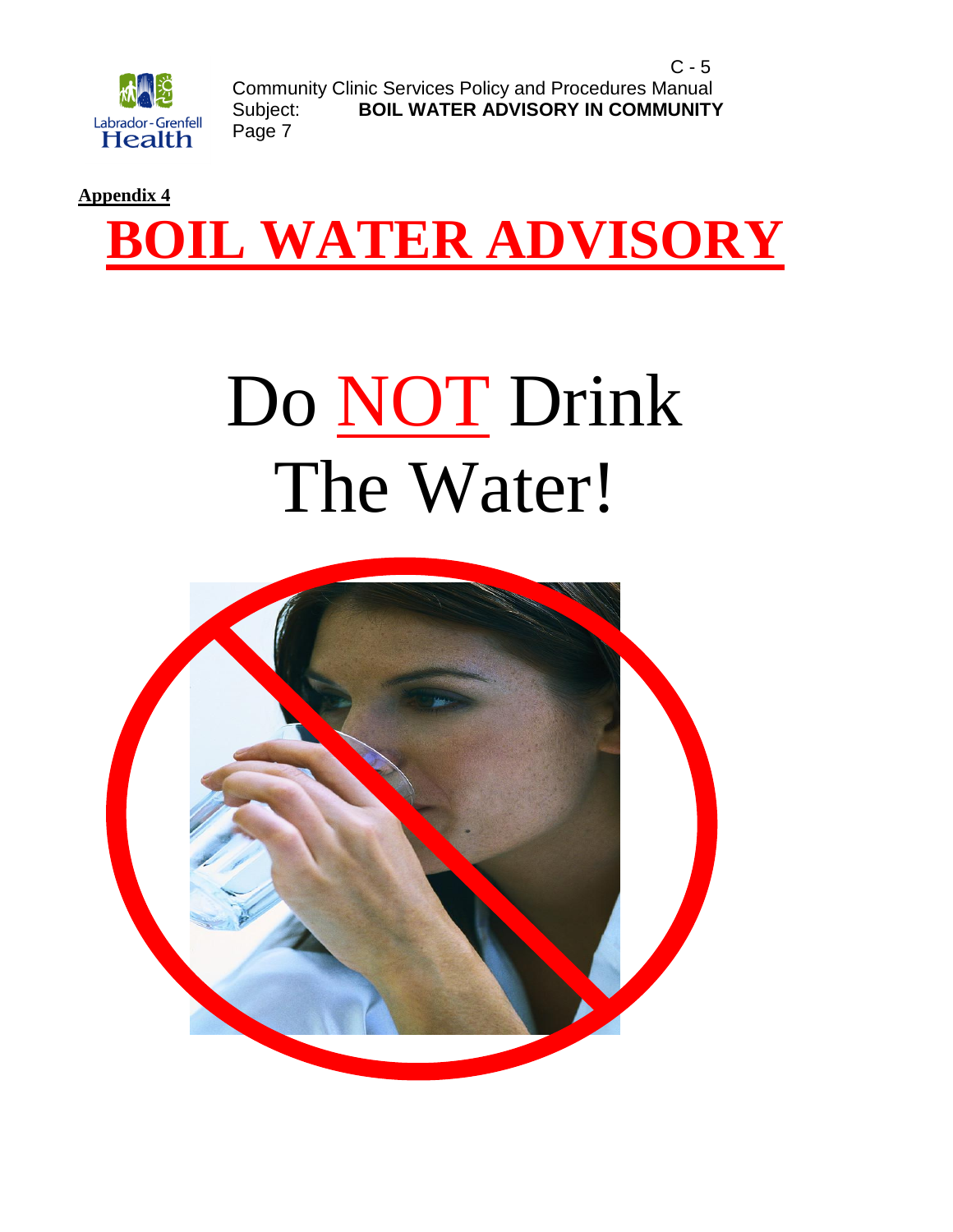**Appendix 4**

# BOIL WATER ADVISORY

# Do NOT Drink The Water!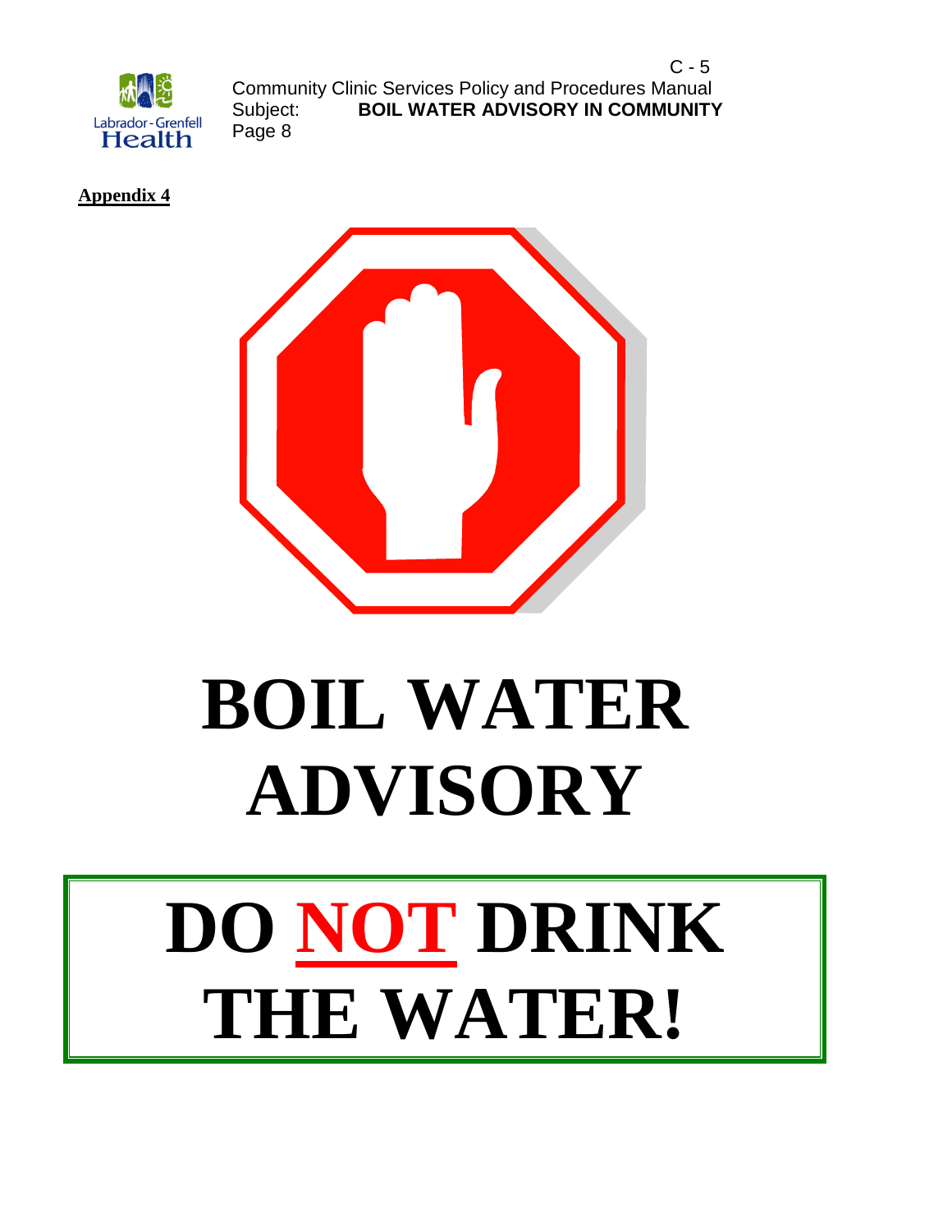**Appendix 4**

# BOIL WATER ADVISORY

# DO NOT DRINK THE WATER!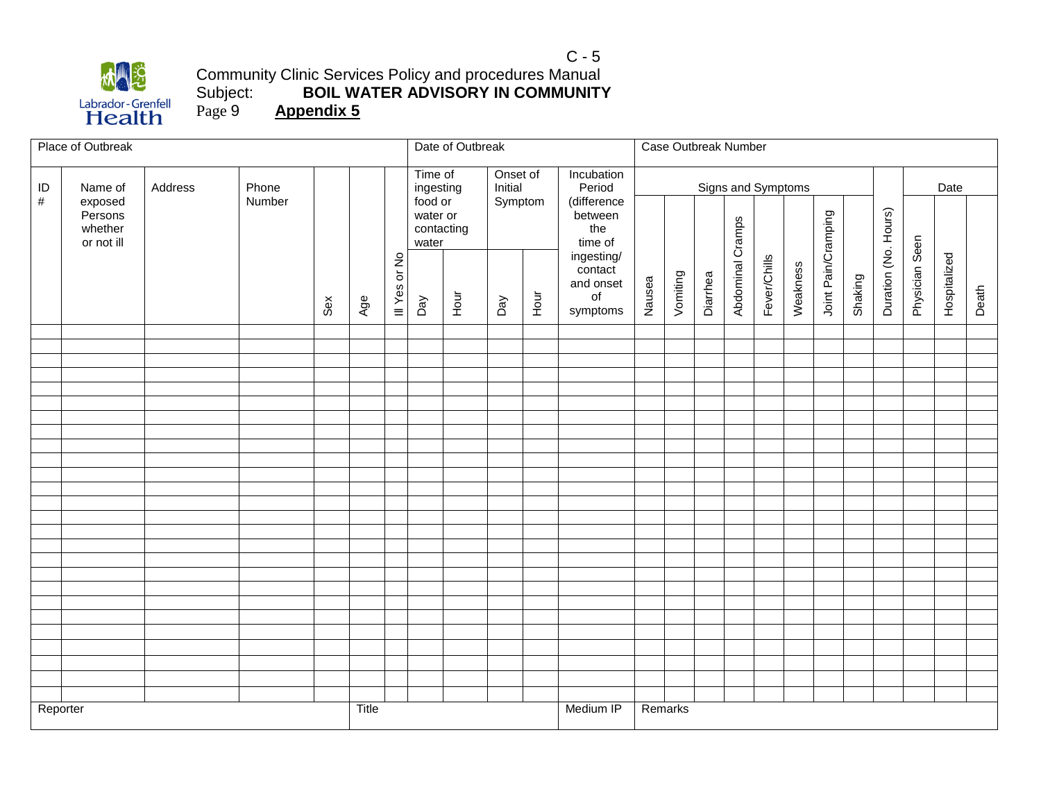C - 5
Community Clinic Services Policy and procedures Manual
Subject: **BOIL WATER ADVISORY IN COMMUNITY**
Page 9 **Appendix 5**

| Place of Outbreak | | | | | | | Date of Outbreak | | | | | Case Outbreak Number | | | | | | | | | | | |
|---|---|---|---|---|---|---|---|---|---|---|---|---|---|---|---|---|---|---|---|---|---|---|---|
| ID # | Name of exposed Persons whether or not ill | Address | Phone Number | | | | Time of ingesting food or water or contacting water | | Onset of Initial Symptom | | Incubation Period (difference between the time of ingesting/ contact and onset of symptoms | Signs and Symptoms | | | | | | | | | Date | | |
| | | | | Sex | Age | Ill Yes or No | Day | Hour | Day | Hour | | Nausea | Vomiting | Diarrhea | Abdominal Cramps | Fever/Chills | Weakness | Joint Pain/Cramping | Shaking | Duration (No. Hours) | Physician Seen | Hospitalized | Death |
| | | | | | | | | | | | | | | | | | | | | | | | |
| | | | | | | | | | | | | | | | | | | | | | | | |
| | | | | | | | | | | | | | | | | | | | | | | | |
| | | | | | | | | | | | | | | | | | | | | | | | |
| | | | | | | | | | | | | | | | | | | | | | | | |
| | | | | | | | | | | | | | | | | | | | | | | | |
| | | | | | | | | | | | | | | | | | | | | | | | |
| | | | | | | | | | | | | | | | | | | | | | | | |
| | | | | | | | | | | | | | | | | | | | | | | | |
| | | | | | | | | | | | | | | | | | | | | | | | |
| | | | | | | | | | | | | | | | | | | | | | | | |
| | | | | | | | | | | | | | | | | | | | | | | | |
| | | | | | | | | | | | | | | | | | | | | | | | |
| | | | | | | | | | | | | | | | | | | | | | | | |
| | | | | | | | | | | | | | | | | | | | | | | | |
| | | | | | | | | | | | | | | | | | | | | | | | |
| | | | | | | | | | | | | | | | | | | | | | | | |
| | | | | | | | | | | | | | | | | | | | | | | | |
| | | | | | | | | | | | | | | | | | | | | | | | |
| | | | | | | | | | | | | | | | | | | | | | | | |
| | | | | | | | | | | | | | | | | | | | | | | | |
| | | | | | | | | | | | | | | | | | | | | | | | |
| | | | | | | | | | | | | | | | | | | | | | | | |
| | | | | | | | | | | | | | | | | | | | | | | | |
| | | | | | | | | | | | | | | | | | | | | | | | |
| | | | | | | | | | | | | | | | | | | | | | | | |
| | | | | | | | | | | | | | | | | | | | | | | | |
| Reporter | | | | | Title | | | | | | Medium IP | Remarks | | | | | | | | | | | |